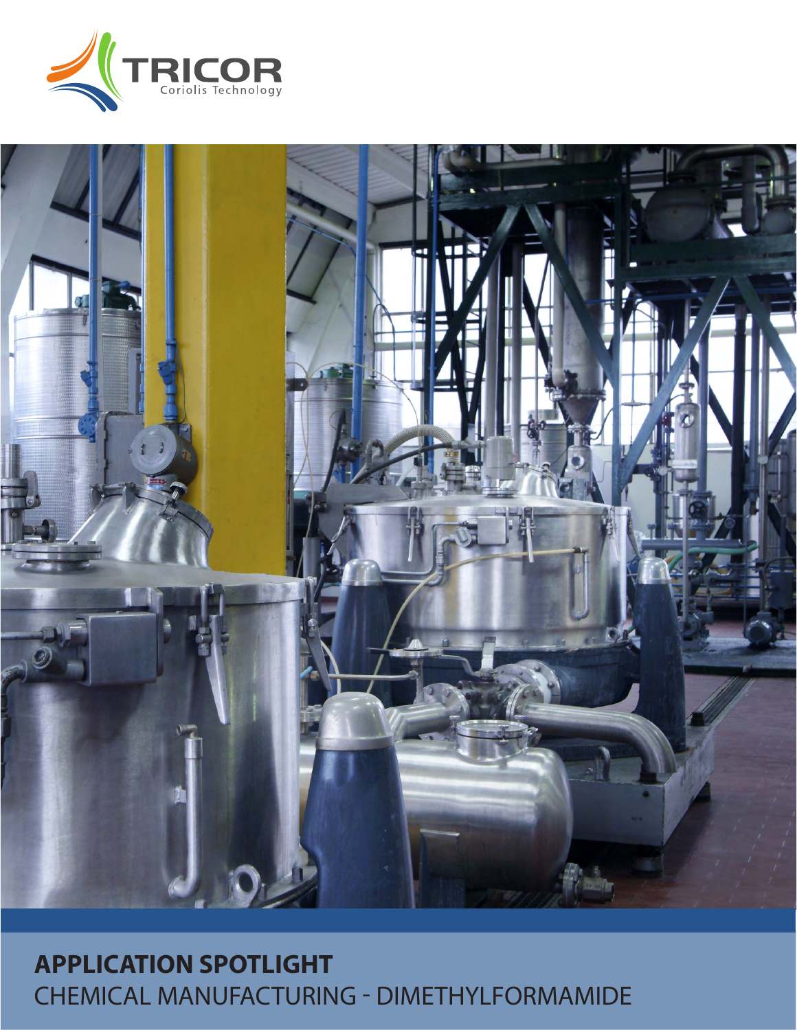TRICOR

Coriolis Technology

# APPLICATION SPOTLIGHT

CHEMICAL MANUFACTURING - DIMETHYLFORMAMIDE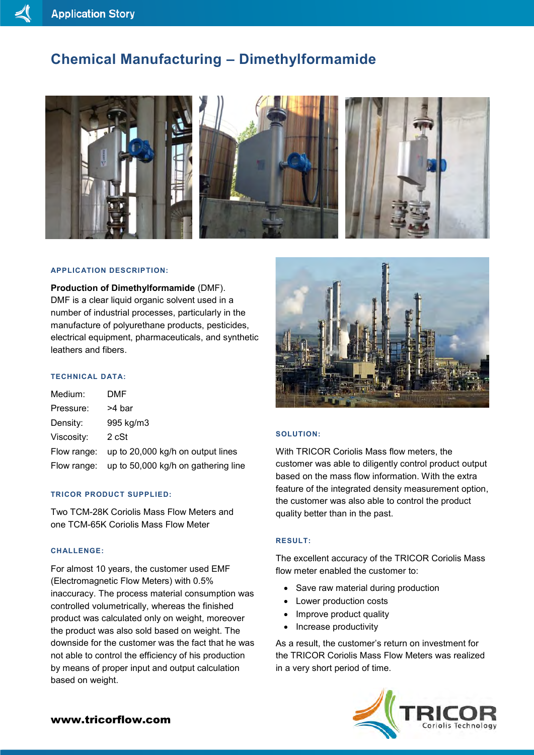# Chemical Manufacturing – Dimethylformamide

### APPLICATION DESCRIPTION:

**Production of Dimethylformamide** (DMF).
DMF is a clear liquid organic solvent used in a number of industrial processes, particularly in the manufacture of polyurethane products, pesticides, electrical equipment, pharmaceuticals, and synthetic leathers and fibers.

### TECHNICAL DATA:

| | |
|---|---|
| Medium: | DMF |
| Pressure: | >4 bar |
| Density: | 995 kg/m3 |
| Viscosity: | 2 cSt |
| Flow range: | up to 20,000 kg/h on output lines |
| Flow range: | up to 50,000 kg/h on gathering line |

### TRICOR PRODUCT SUPPLIED:

Two TCM-28K Coriolis Mass Flow Meters and one TCM-65K Coriolis Mass Flow Meter

### CHALLENGE:

For almost 10 years, the customer used EMF (Electromagnetic Flow Meters) with 0.5% inaccuracy. The process material consumption was controlled volumetrically, whereas the finished product was calculated only on weight, moreover the product was also sold based on weight. The downside for the customer was the fact that he was not able to control the efficiency of his production by means of proper input and output calculation based on weight.

### SOLUTION:

With TRICOR Coriolis Mass flow meters, the customer was able to diligently control product output based on the mass flow information. With the extra feature of the integrated density measurement option, the customer was also able to control the product quality better than in the past.

### RESULT:

The excellent accuracy of the TRICOR Coriolis Mass flow meter enabled the customer to:

- Save raw material during production
- Lower production costs
- Improve product quality
- Increase productivity

As a result, the customer's return on investment for the TRICOR Coriolis Mass Flow Meters was realized in a very short period of time.

**www.tricorflow.com**